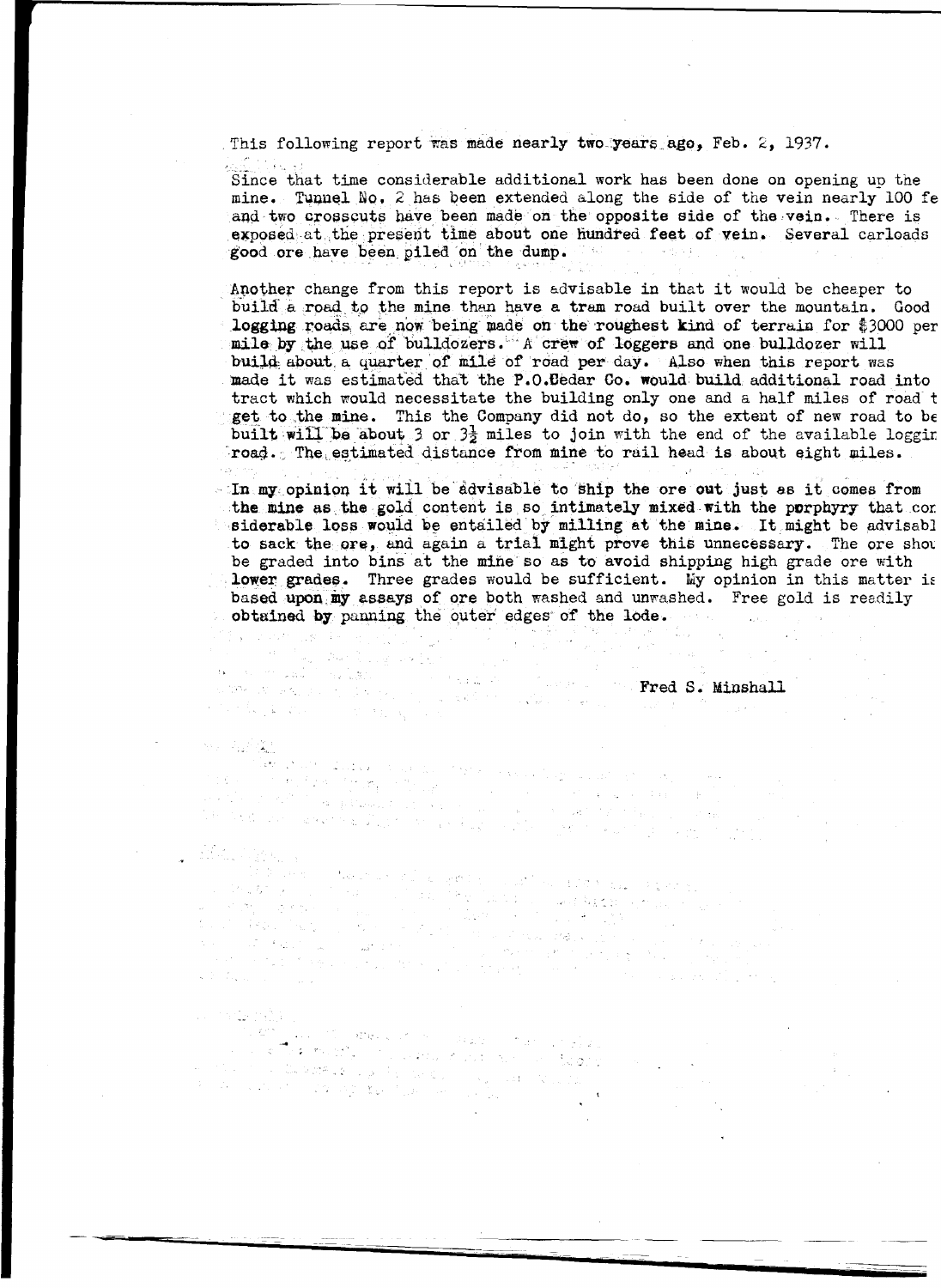This following report was made nearly two years ago, Feb. 2, 1937.

Since that time considerable additional work has been done on opening up the mine. Tunnel No. 2 has been extended along the side of the vein nearly 100 fe and two crosscuts have been made on the opposite side of the vein. There is exposed at the present time about one hundred feet of vein. Several carloads good ore have been piled on the dump.

Another change from this report is advisable in that it would be cheaper to build a road to the mine than have a tram road built over the mountain. Good logging roads are now being made on the roughest kind of terrain for $3000 per mile by the use of bulldozers. A crew of loggers and one bulldozer will build about a quarter of mile of road per day. Also when this report was made it was estimated that the P.O.Cedar Co. would build additional road into tract which would necessitate the building only one and a half miles of road t get to the mine. This the Company did not do, so the extent of new road to be built will be about 3 or 3½ miles to join with the end of the available loggin road. The estimated distance from mine to rail head is about eight miles.

In my opinion it will be advisable to ship the ore out just as it comes from the mine as the gold content is so intimately mixed with the porphyry that con siderable loss would be entailed by milling at the mine. It might be advisabl to sack the ore, and again a trial might prove this unnecessary. The ore shou be graded into bins at the mine so as to avoid shipping high grade ore with lower grades. Three grades would be sufficient. My opinion in this matter is based upon my assays of ore both washed and unwashed. Free gold is readily obtained by panning the outer edges of the lode.

Fred S. Minshall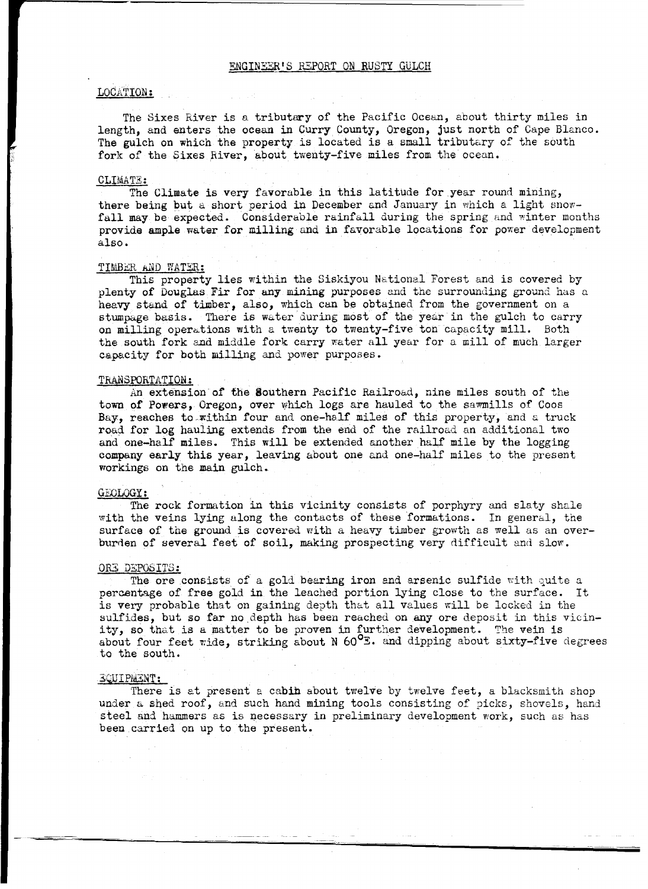# ENGINEER'S REPORT ON RUSTY GULCH

## LOCATION:

The Sixes River is a tributary of the Pacific Ocean, about thirty miles in length, and enters the ocean in Curry County, Oregon, just north of Cape Blanco. The gulch on which the property is located is a small tributary of the south fork of the Sixes River, about twenty-five miles from the ocean.

## CLIMATE:

The Climate is very favorable in this latitude for year round mining, there being but a short period in December and January in which a light snowfall may be expected. Considerable rainfall during the spring and winter months provide ample water for milling and in favorable locations for power development also.

## TIMBER AND WATER:

This property lies within the Siskiyou National Forest and is covered by plenty of Douglas Fir for any mining purposes and the surrounding ground has a heavy stand of timber, also, which can be obtained from the government on a stumpage basis. There is water during most of the year in the gulch to carry on milling operations with a twenty to twenty-five ton capacity mill. Both the south fork and middle fork carry water all year for a mill of much larger capacity for both milling and power purposes.

## TRANSPORTATION:

An extension of the Southern Pacific Railroad, nine miles south of the town of Powers, Oregon, over which logs are hauled to the sawmills of Coos Bay, reaches to within four and one-half miles of this property, and a truck road for log hauling extends from the end of the railroad an additional two and one-half miles. This will be extended another half mile by the logging company early this year, leaving about one and one-half miles to the present workings on the main gulch.

## GEOLOGY:

The rock formation in this vicinity consists of porphyry and slaty shale with the veins lying along the contacts of these formations. In general, the surface of the ground is covered with a heavy timber growth as well as an overburden of several feet of soil, making prospecting very difficult and slow.

## ORE DEPOSITS:

The ore consists of a gold bearing iron and arsenic sulfide with quite a percentage of free gold in the leached portion lying close to the surface. It is very probable that on gaining depth that all values will be locked in the sulfides, but so far no depth has been reached on any ore deposit in this vicinity, so that is a matter to be proven in further development. The vein is about four feet wide, striking about N $60^{\circ}$E. and dipping about sixty-five degrees to the south.

## EQUIPMENT:

There is at present a cabin about twelve by twelve feet, a blacksmith shop under a shed roof, and such hand mining tools consisting of picks, shovels, hand steel and hammers as is necessary in preliminary development work, such as has been carried on up to the present.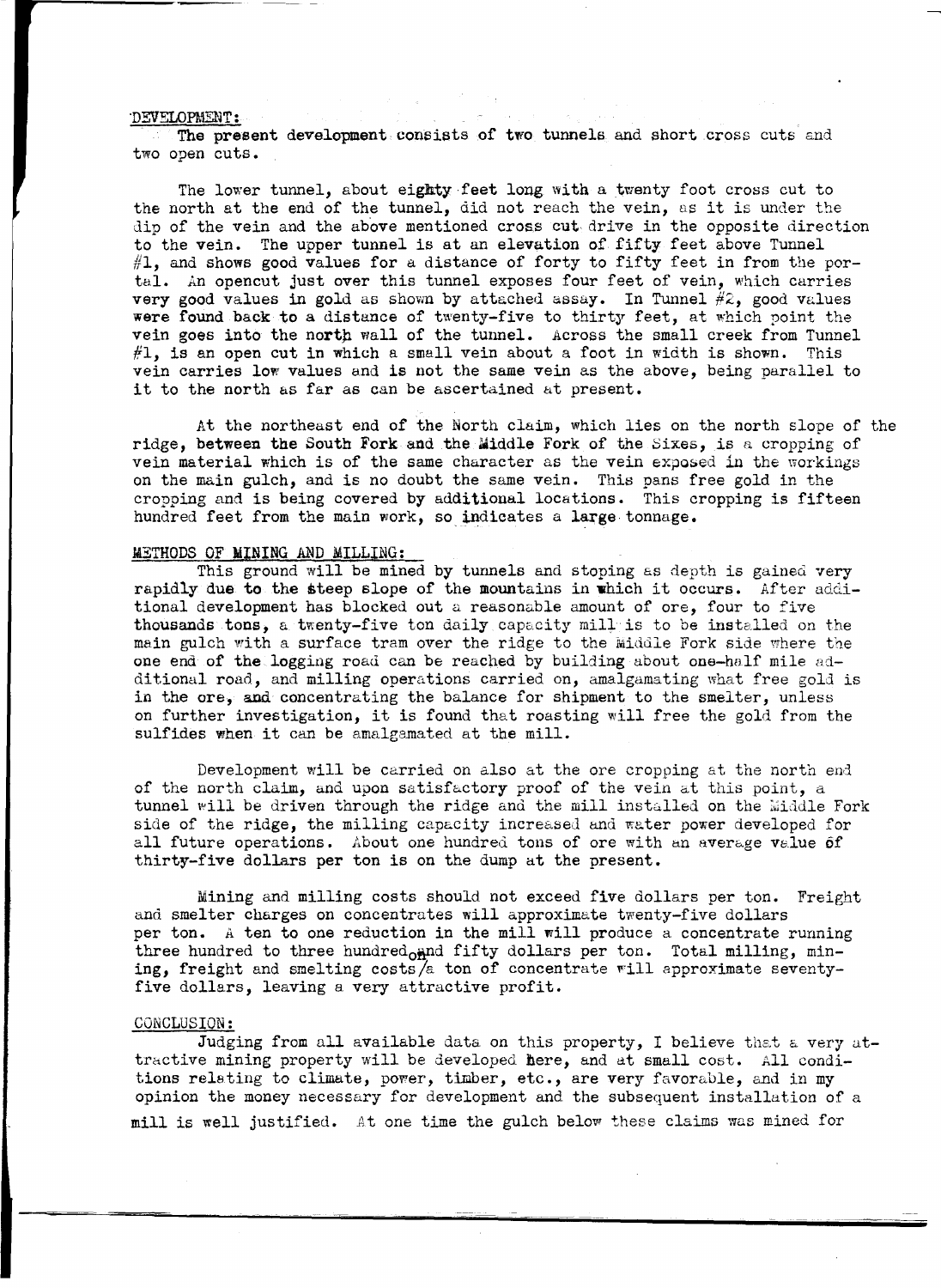DEVELOPMENT:

The present development consists of two tunnels and short cross cuts and two open cuts.

The lower tunnel, about eighty feet long with a twenty foot cross cut to the north at the end of the tunnel, did not reach the vein, as it is under the dip of the vein and the above mentioned cross cut drive in the opposite direction to the vein. The upper tunnel is at an elevation of fifty feet above Tunnel #1, and shows good values for a distance of forty to fifty feet in from the portal. An opencut just over this tunnel exposes four feet of vein, which carries very good values in gold as shown by attached assay. In Tunnel #2, good values were found back to a distance of twenty-five to thirty feet, at which point the vein goes into the north wall of the tunnel. Across the small creek from Tunnel #1, is an open cut in which a small vein about a foot in width is shown. This vein carries low values and is not the same vein as the above, being parallel to it to the north as far as can be ascertained at present.

At the northeast end of the North claim, which lies on the north slope of the ridge, between the South Fork and the Middle Fork of the Sixes, is a cropping of vein material which is of the same character as the vein exposed in the workings on the main gulch, and is no doubt the same vein. This pans free gold in the cropping and is being covered by additional locations. This cropping is fifteen hundred feet from the main work, so indicates a large tonnage.

METHODS OF MINING AND MILLING:

This ground will be mined by tunnels and stoping as depth is gained very rapidly due to the steep slope of the mountains in which it occurs. After additional development has blocked out a reasonable amount of ore, four to five thousands tons, a twenty-five ton daily capacity mill is to be installed on the main gulch with a surface tram over the ridge to the Middle Fork side where the one end of the logging road can be reached by building about one-half mile additional road, and milling operations carried on, amalgamating what free gold is in the ore, and concentrating the balance for shipment to the smelter, unless on further investigation, it is found that roasting will free the gold from the sulfides when it can be amalgamated at the mill.

Development will be carried on also at the ore cropping at the north end of the north claim, and upon satisfactory proof of the vein at this point, a tunnel will be driven through the ridge and the mill installed on the Middle Fork side of the ridge, the milling capacity increased and water power developed for all future operations. About one hundred tons of ore with an average value of thirty-five dollars per ton is on the dump at the present.

Mining and milling costs should not exceed five dollars per ton. Freight and smelter charges on concentrates will approximate twenty-five dollars per ton. A ten to one reduction in the mill will produce a concentrate running three hundred to three hundred and fifty dollars per ton. Total milling, mining, freight and smelting costs on a ton of concentrate will approximate seventy-five dollars, leaving a very attractive profit.

CONCLUSION:

Judging from all available data on this property, I believe that a very attractive mining property will be developed here, and at small cost. All conditions relating to climate, power, timber, etc., are very favorable, and in my opinion the money necessary for development and the subsequent installation of a mill is well justified. At one time the gulch below these claims was mined for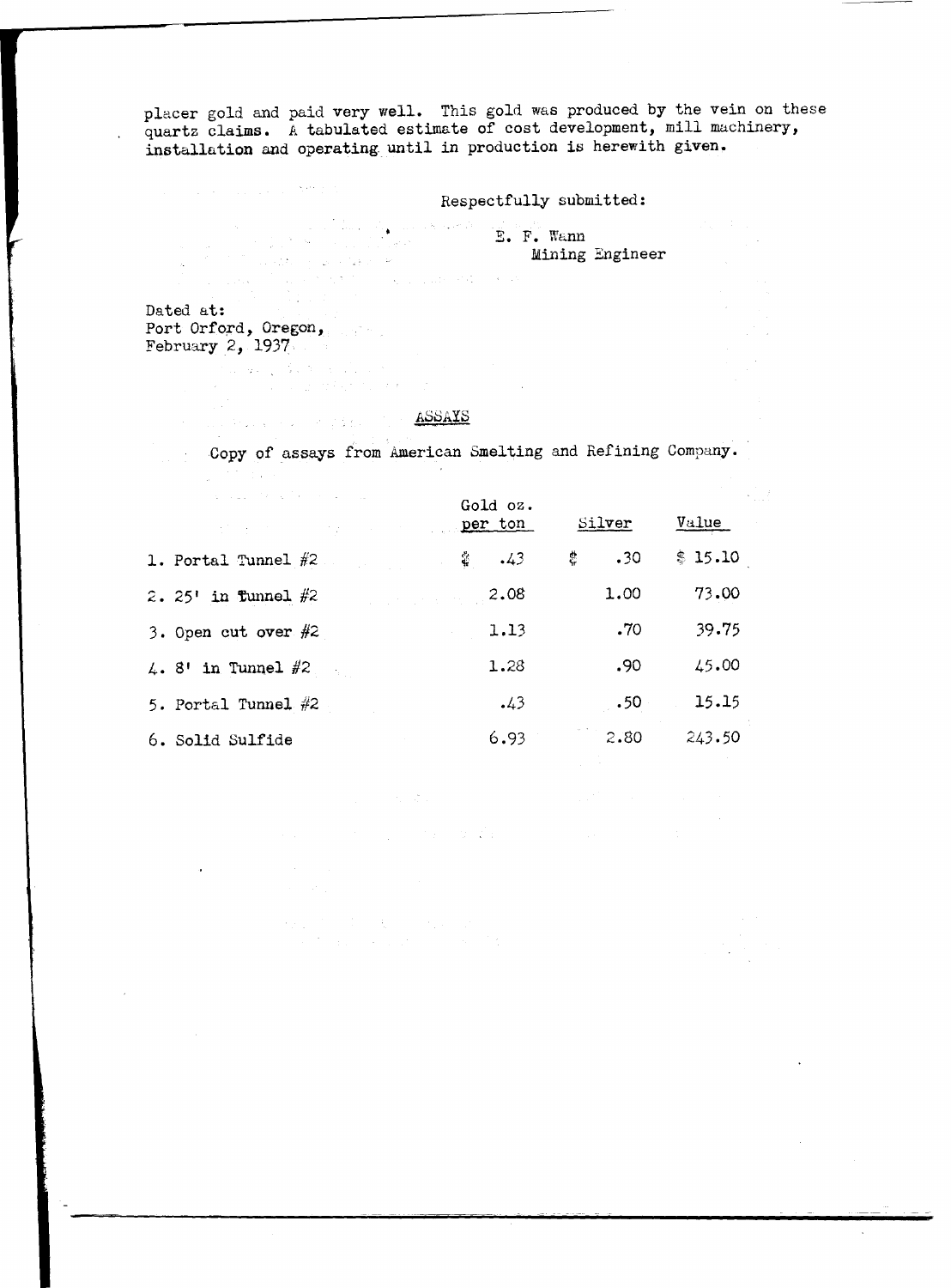placer gold and paid very well. This gold was produced by the vein on these quartz claims. A tabulated estimate of cost development, mill machinery, installation and operating until in production is herewith given.

Respectfully submitted:

E. F. Wann
Mining Engineer

Dated at:
Port Orford, Oregon,
February 2, 1937

## ASSAYS

Copy of assays from American Smelting and Refining Company.

| | Gold oz. per ton | Silver | Value |
|---|---|---|---|
| 1. Portal Tunnel #2 | $ .43 | $ .30 | $ 15.10 |
| 2. 25' in Tunnel #2 | 2.08 | 1.00 | 73.00 |
| 3. Open cut over #2 | 1.13 | .70 | 39.75 |
| 4. 8' in Tunnel #2 | 1.28 | .90 | 45.00 |
| 5. Portal Tunnel #2 | .43 | .50 | 15.15 |
| 6. Solid Sulfide | 6.93 | 2.80 | 243.50 |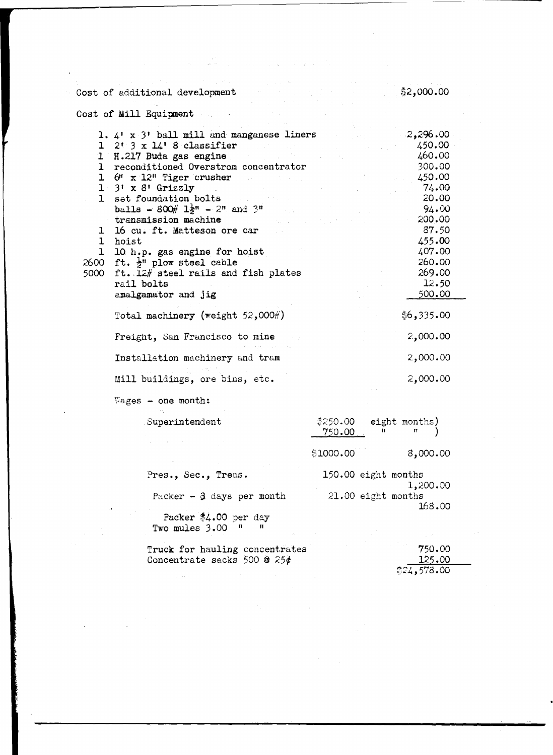Cost of additional development $2,000.00

Cost of Mill Equipment

| | | |
|---|---|---|
| 1. | 4' x 3' ball mill and manganese liners | 2,296.00 |
| 1 | 2' 3 x 14' 8 classifier | 450.00 |
| 1 | H.217 Buda gas engine | 460.00 |
| 1 | reconditioned Overstrom concentrator | 300.00 |
| 1 | 6" x 12" Tiger crusher | 450.00 |
| 1 | 3' x 8' Grizzly | 74.00 |
| 1 | set foundation bolts | 20.00 |
| | balls - 800# 1½" - 2" and 3" | 94.00 |
| | transmission machine | 200.00 |
| 1 | 16 cu. ft. Matteson ore car | 87.50 |
| 1 | hoist | 455.00 |
| 1 | 10 h.p. gas engine for hoist | 407.00 |
| 2600 | ft. ½" plow steel cable | 260.00 |
| 5000 | ft. 12# steel rails and fish plates | 269.00 |
| | rail bolts | 12.50 |
| | amalgamator and jig | 500.00 |
| | Total machinery (weight 52,000#) | $6,335.00 |
| | Freight, San Francisco to mine | 2,000.00 |
| | Installation machinery and tram | 2,000.00 |
| | Mill buildings, ore bins, etc. | 2,000.00 |

Wages - one month:

| | | |
|---|---|---|
| Superintendent | $250.00 eight months) | |
| | 750.00 " " ) | |
| | $1000.00 | 8,000.00 |
| Pres., Sec., Treas. | 150.00 eight months | 1,200.00 |
| Packer - 3 days per month | 21.00 eight months | 168.00 |
| Packer $4.00 per day | | |
| Two mules 3.00 " " | | |
| Truck for hauling concentrates | | 750.00 |
| Concentrate sacks 500 @ 25¢ | | 125.00 |
| | | $24,578.00 |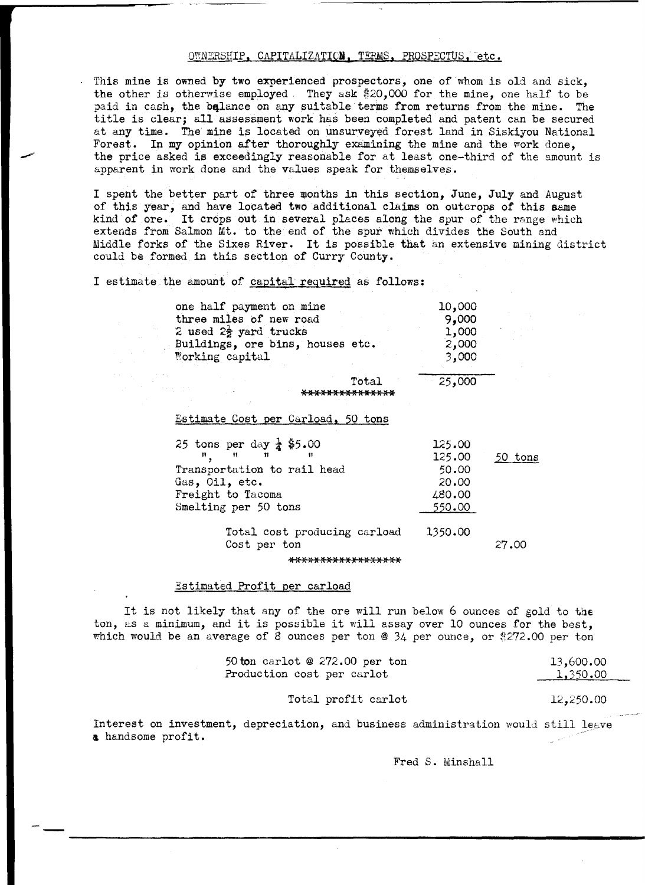## OWNERSHIP, CAPITALIZATION, TERMS, PROSPECTUS, etc.

This mine is owned by two experienced prospectors, one of whom is old and sick, the other is otherwise employed. They ask $20,000 for the mine, one half to be paid in cash, the balance on any suitable terms from returns from the mine. The title is clear; all assessment work has been completed and patent can be secured at any time. The mine is located on unsurveyed forest land in Siskiyou National Forest. In my opinion after thoroughly examining the mine and the work done, the price asked is exceedingly reasonable for at least one-third of the amount is apparent in work done and the values speak for themselves.

I spent the better part of three months in this section, June, July and August of this year, and have located two additional claims on outcrops of this same kind of ore. It crops out in several places along the spur of the range which extends from Salmon Mt. to the end of the spur which divides the South and Middle forks of the Sixes River. It is possible that an extensive mining district could be formed in this section of Curry County.

I estimate the amount of capital required as follows:

| | |
|---|---|
| one half payment on mine | 10,000 |
| three miles of new road | 9,000 |
| 2 used $2\frac{1}{2}$ yard trucks | 1,000 |
| Buildings, ore bins, houses etc. | 2,000 |
| Working capital | 3,000 |
| Total | 25,000 |

**************

Estimate Cost per Carload, 50 tons

| | | |
|---|---|---|
| 25 tons per day $\frac{1}{4}$ $5.00 | 125.00 | |
| " " " " | 125.00 | 50 tons |
| Transportation to rail head | 50.00 | |
| Gas, Oil, etc. | 20.00 | |
| Freight to Tacoma | 480.00 | |
| Smelting per 50 tons | 550.00 | |
| Total cost producing carload | 1350.00 | |
| Cost per ton | | 27.00 |

*****************

Estimated Profit per carload

It is not likely that any of the ore will run below 6 ounces of gold to the ton, as a minimum, and it is possible it will assay over 10 ounces for the best, which would be an average of 8 ounces per ton @ 34 per ounce, or $272.00 per ton

| | |
|---|---|
| 50 ton carlot @ 272.00 per ton | 13,600.00 |
| Production cost per carlot | 1,350.00 |
| Total profit carlot | 12,250.00 |

Interest on investment, depreciation, and business administration would still leave a handsome profit.

Fred S. Minshall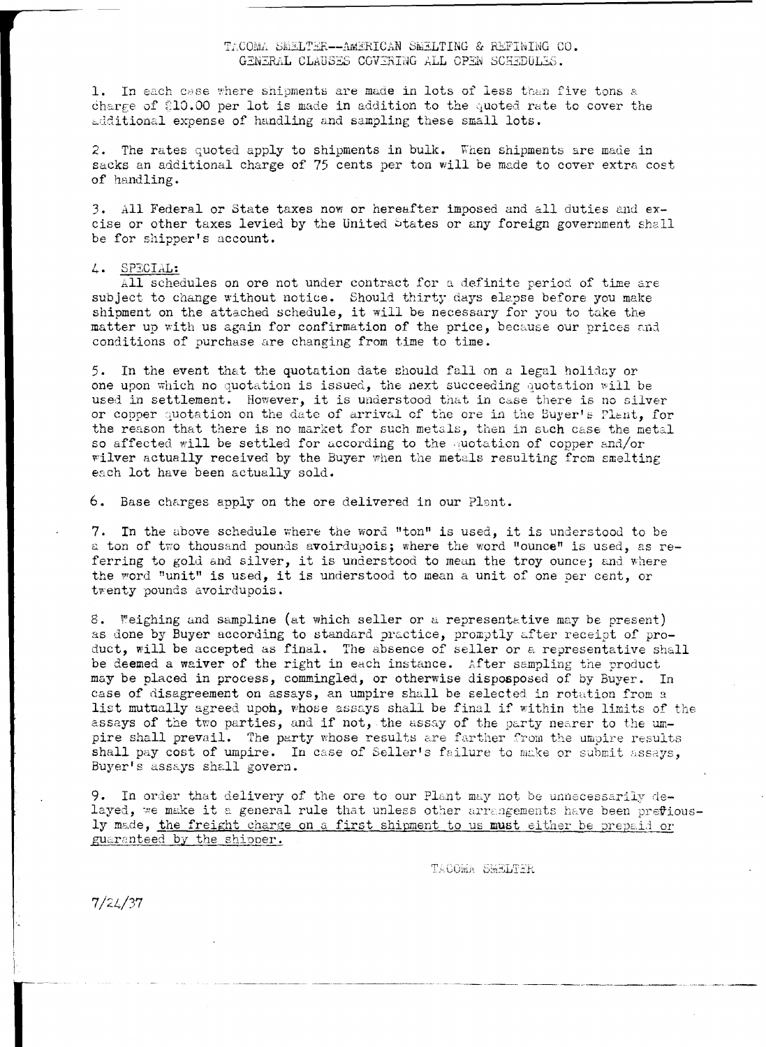TACOMA SMELTER--AMERICAN SMELTING & REFINING CO.
GENERAL CLAUSES COVERING ALL OPEN SCHEDULES.

1. In each case where shipments are made in lots of less than five tons a charge of $10.00 per lot is made in addition to the quoted rate to cover the additional expense of handling and sampling these small lots.

2. The rates quoted apply to shipments in bulk. When shipments are made in sacks an additional charge of 75 cents per ton will be made to cover extra cost of handling.

3. All Federal or State taxes now or hereafter imposed and all duties and excise or other taxes levied by the United States or any foreign government shall be for shipper's account.

4. <u>SPECIAL:</u>
All schedules on ore not under contract for a definite period of time are subject to change without notice. Should thirty days elapse before you make shipment on the attached schedule, it will be necessary for you to take the matter up with us again for confirmation of the price, because our prices and conditions of purchase are changing from time to time.

5. In the event that the quotation date should fall on a legal holiday or one upon which no quotation is issued, the next succeeding quotation will be used in settlement. However, it is understood that in case there is no silver or copper quotation on the date of arrival of the ore in the Buyer's Plant, for the reason that there is no market for such metals, then in such case the metal so affected will be settled for according to the quotation of copper and/or silver actually received by the Buyer when the metals resulting from smelting each lot have been actually sold.

6. Base charges apply on the ore delivered in our Plant.

7. In the above schedule where the word "ton" is used, it is understood to be a ton of two thousand pounds avoirdupois; where the word "ounce" is used, as referring to gold and silver, it is understood to mean the troy ounce; and where the word "unit" is used, it is understood to mean a unit of one per cent, or twenty pounds avoirdupois.

8. Weighing and sampline (at which seller or a representative may be present) as done by Buyer according to standard practice, promptly after receipt of product, will be accepted as final. The absence of seller or a representative shall be deemed a waiver of the right in each instance. After sampling the product may be placed in process, commingled, or otherwise disposposed of by Buyer. In case of disagreement on assays, an umpire shall be selected in rotation from a list mutually agreed upon, whose assays shall be final if within the limits of the assays of the two parties, and if not, the assay of the party nearer to the umpire shall prevail. The party whose results are farther from the umpire results shall pay cost of umpire. In case of Seller's failure to make or submit assays, Buyer's assays shall govern.

9. In order that delivery of the ore to our Plant may not be unnecessarily delayed, we make it a general rule that unless other arrangements have been previously made, <u>the freight charge on a first shipment to us **must** either be prepaid or guaranteed by the shipper.</u>

TACOMA SMELTER

7/24/37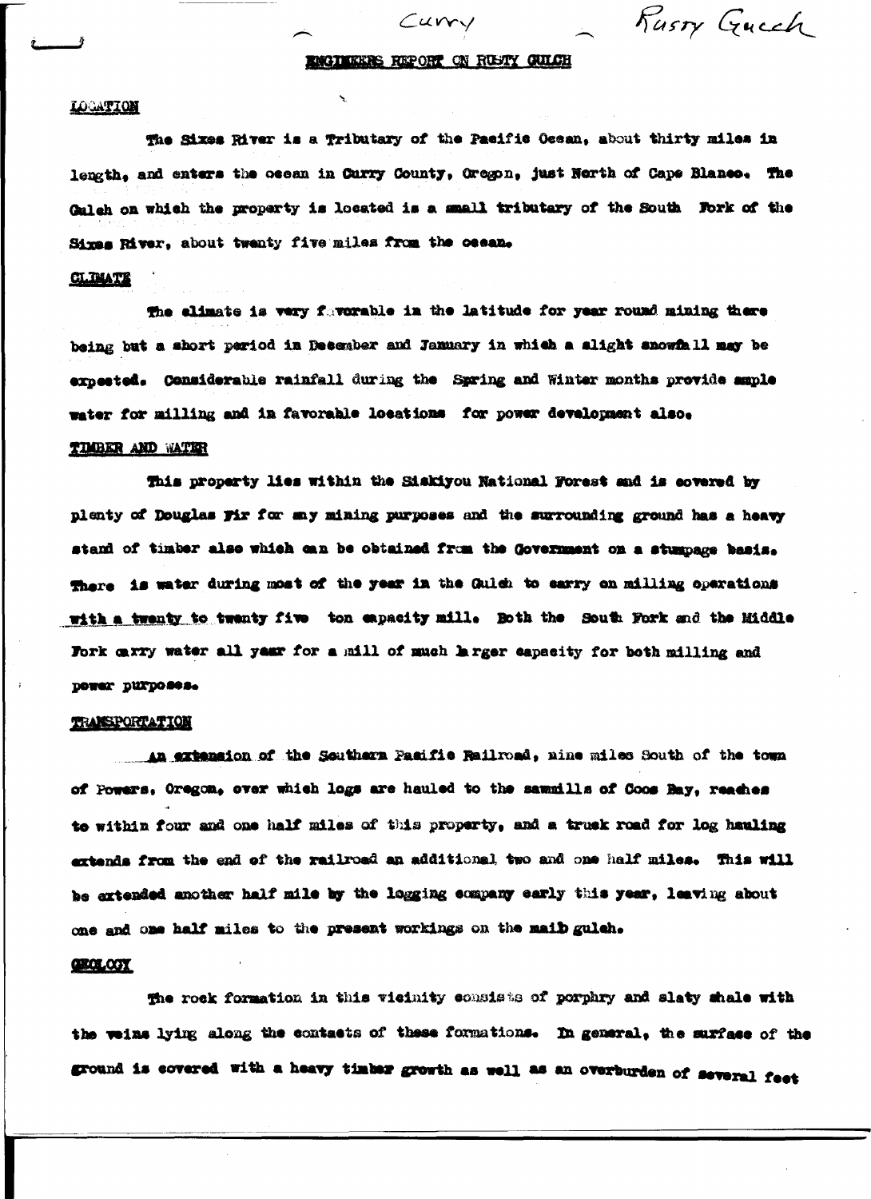Curry — Rusty Gulch

# ENGINEERS REPORT ON RUSTY GULCH

## LOCATION

The Sixes River is a Tributary of the Pacific Ocean, about thirty miles in length, and enters the ocean in Curry County, Oregon, just North of Cape Blanco. The Gulch on which the property is located is a small tributary of the South Fork of the Sixes River, about twenty five miles from the ocean.

## CLIMATE

The climate is very favorable in the latitude for year round mining there being but a short period in December and January in which a slight snowfall may be expected. Considerable rainfall during the Spring and Winter months provide ample water for milling and in favorable locations for power development also.

## TIMBER AND WATER

This property lies within the Siskiyou National Forest and is covered by plenty of Douglas Fir for any mining purposes and the surrounding ground has a heavy stand of timber also which can be obtained from the Government on a stumpage basis. There is water during most of the year in the Gulch to carry on milling operations with a twenty to twenty five ton capacity mill. Both the South Fork and the Middle Fork carry water all year for a mill of much larger capacity for both milling and power purposes.

## TRANSPORTATION

An extension of the Southern Pacific Railroad, nine miles South of the town of Powers, Oregon, over which logs are hauled to the sawmills of Coos Bay, reaches to within four and one half miles of this property, and a truck road for log hauling extends from the end of the railroad an additional two and one half miles. This will be extended another half mile by the logging company early this year, leaving about one and one half miles to the present workings on the maib gulch.

## GEOLOGY

The rock formation in this vicinity consists of porphry and slaty shale with the veins lying along the contacts of these formations. In general, the surface of the ground is covered with a heavy timber growth as well as an overburden of several feet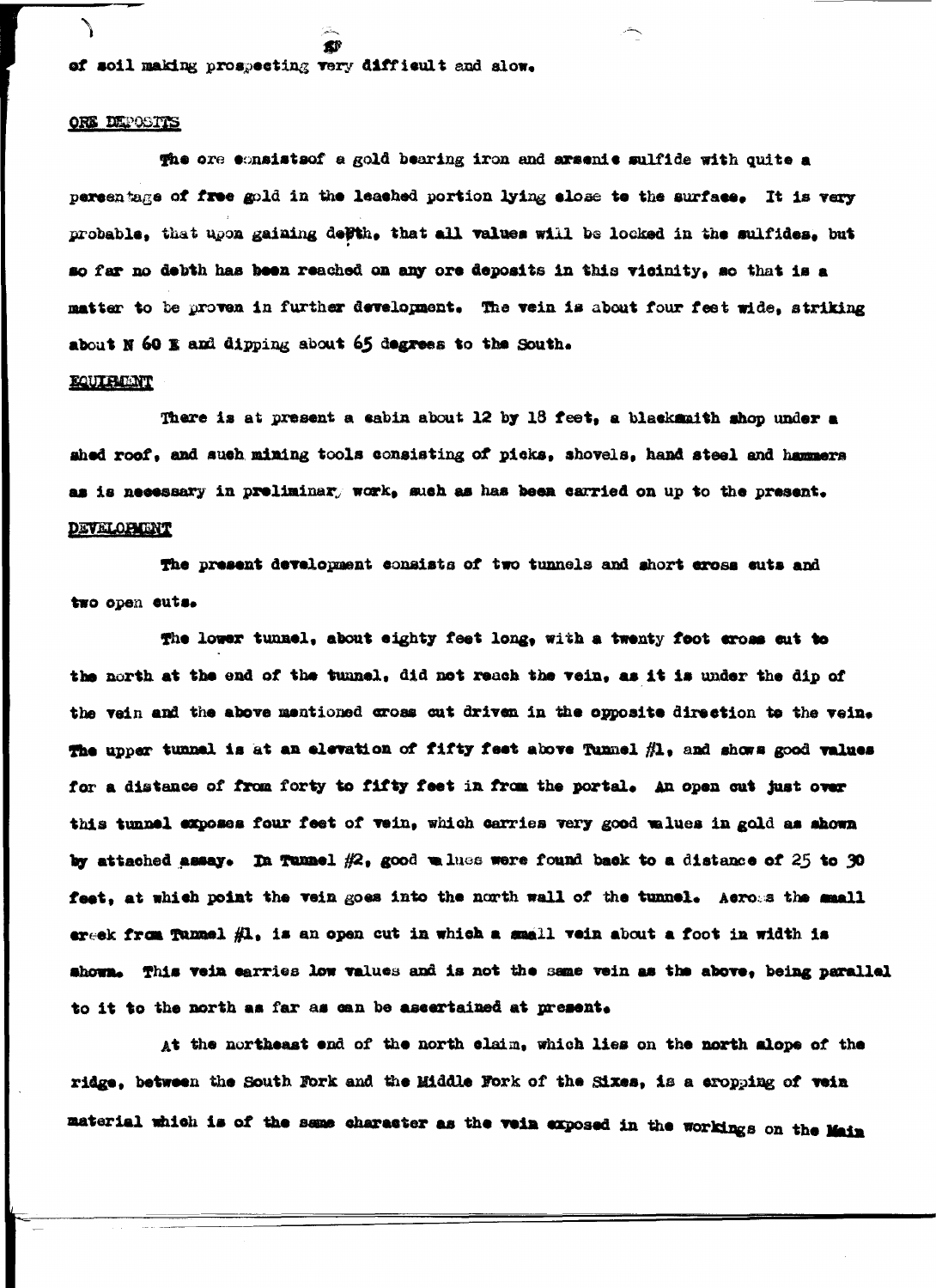of soil making prospecting very difficult and slow.

## ORE DEPOSITS

The ore consistsof a gold bearing iron and arsenic sulfide with quite a percentage of free gold in the leached portion lying close to the surface. It is very probable, that upon gaining depth, that all values will be locked in the sulfides, but so far no debth has been reached on any ore deposits in this vicinity, so that is a matter to be proven in further development. The vein is about four feet wide, striking about N 60 E and dipping about 65 degrees to the South.

## EQUIPMENT

There is at present a cabin about 12 by 18 feet, a blacksmith shop under a shed roof, and such mining tools consisting of picks, shovels, hand steel and hammers as is necessary in preliminary work, such as has been carried on up to the present.

## DEVELOPMENT

The present development consists of two tunnels and short cross cuts and two open cuts.

The lower tunnel, about eighty feet long, with a twenty foot cross cut to the north at the end of the tunnel, did not reach the vein, as it is under the dip of the vein and the above mentioned cross cut driven in the opposite direction to the vein. The upper tunnel is at an elevation of fifty feet above Tunnel #1, and shows good values for a distance of from forty to fifty feet in from the portal. An open cut just over this tunnel exposes four feet of vein, which carries very good values in gold as shown by attached assay. In Tunnel #2, good values were found back to a distance of 25 to 30 feet, at which point the vein goes into the north wall of the tunnel. Across the small creek from Tunnel #1, is an open cut in which a small vein about a foot in width is shown. This vein carries low values and is not the same vein as the above, being parallel to it to the north as far as can be ascertained at present.

At the northeast end of the north claim, which lies on the north slope of the ridge, between the South Fork and the Middle Fork of the Sixes, is a cropping of vein material which is of the same character as the vein exposed in the workings on the Main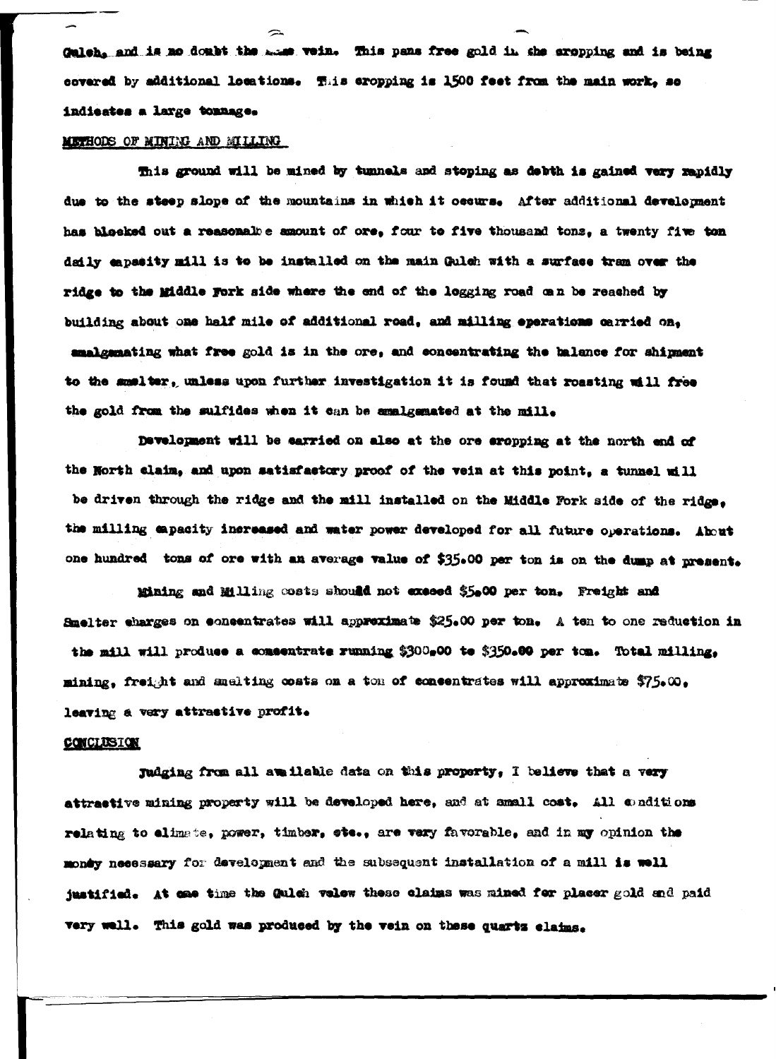Gulch, and is no doubt the same vein. This pans free gold in the cropping and is being covered by additional locations. This cropping is 1500 feet from the main work, so indicates a large tonnage.

## METHODS OF MINING AND MILLING

This ground will be mined by tunnels and stoping as debth is gained very rapidly due to the steep slope of the mountains in which it occurs. After additional development has blocked out a reasonable amount of ore, four to five thousand tons, a twenty five ton daily capacity mill is to be installed on the main Gulch with a surface tram over the ridge to the Middle Fork side where the end of the logging road can be reached by building about one half mile of additional road, and milling operations carried on, amalgamating what free gold is in the ore, and concentrating the balance for shipment to the smelter, unless upon further investigation it is found that roasting will free the gold from the sulfides when it can be amalgamated at the mill.

Development will be carried on also at the ore cropping at the north end of the North claim, and upon satisfactory proof of the vein at this point, a tunnel will be driven through the ridge and the mill installed on the Middle Fork side of the ridge, the milling capacity increased and water power developed for all future operations. About one hundred tons of ore with an average value of $35.00 per ton is on the dump at present.

Mining and Milling costs should not exceed $5.00 per ton. Freight and Smelter charges on concentrates will approximate $25.00 per ton. A ten to one reduction in the mill will produce a concentrate running $300.00 to $350.00 per ton. Total milling, mining, freight and smelting costs on a ton of concentrates will approximate $75.00, leaving a very attractive profit.

## CONCLUSION

Judging from all available data on this property, I believe that a very attractive mining property will be developed here, and at small cost. All conditions relating to climate, power, timber, etc., are very favorable, and in my opinion the money necessary for development and the subsequent installation of a mill is well justified. At one time the Gulch velow these claims was mined for placer gold and paid very well. This gold was produced by the vein on these quartz claims.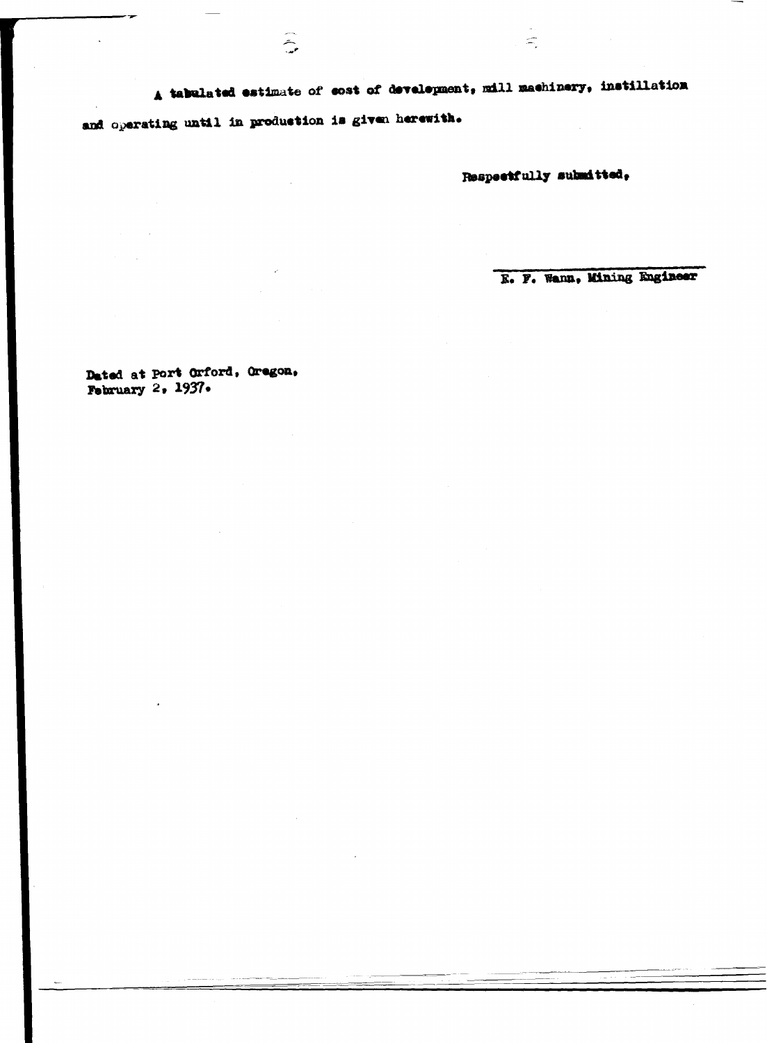A tabulated estimate of cost of development, mill machinery, instillation and operating until in production is given herewith.

Respectfully submitted,

E. F. Wann, Mining Engineer

Dated at Port Orford, Oregon,
February 2, 1937.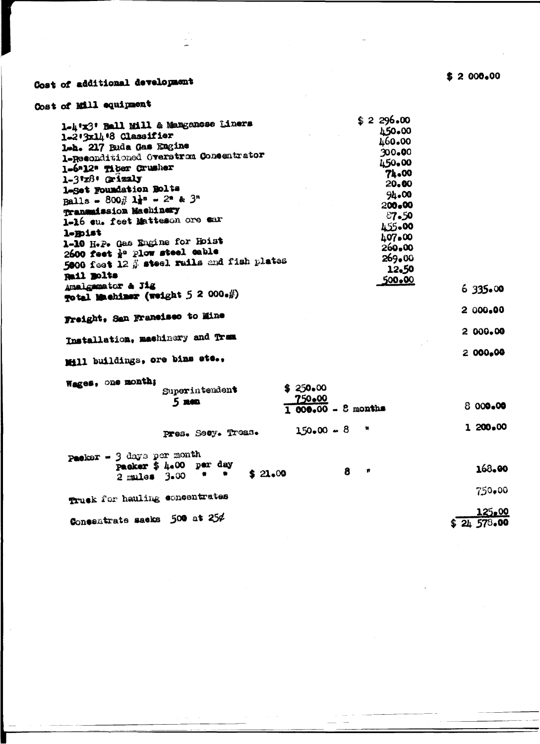| | | | |
|---|---|---|---|
| Cost of additional development | | | $ 2 000.00 |
| Cost of Mill equipment | | | |
| 1-4'x3' Ball Mill & Manganese Liners | | $ 2 296.00 | |
| 1-2'3x14'8 Classifier | | 450.00 | |
| 1-h. 217 Buda Gas Engine | | 460.00 | |
| 1-Reconditioned Overstrom Concentrator | | 300.00 | |
| 1-6"12" Tiber Crusher | | 450.00 | |
| 1-3'x8' Grizzly | | 74.00 | |
| 1-Set Foundation Bolts | | 20.00 | |
| Balls - 800# 1½" - 2" & 3" | | 94.00 | |
| Transmission Machinery | | 200.00 | |
| 1-16 cu. feet Matteson ore car | | 87.50 | |
| 1-Hoist | | 455.00 | |
| 1-10 H.P. Gas Engine for Hoist | | 407.00 | |
| 2600 feet ½" Plow steel cable | | 260.00 | |
| 5000 feet 12 # steel rails and fish plates | | 269.00 | |
| Rail Bolts | | 12.50 | |
| Amalgamator & Jig | | 500.00 | |
| Total Machinery (weight 5 2 000.#) | | | 6 335.00 |
| Freight, San Francisco to Mine | | | 2 000.00 |
| Installation, machinery and Tram | | | 2 000.00 |
| Mill buildings, ore bins etc., | | | 2 000.00 |
| Wages, one month; Superintendent | $ 250.00 | | |
| 5 men | 750.00 | | |
| | 1 000.00 - 8 months | | 8 000.00 |
| Pres. Secy. Treas. | 150.00 - 8 " | | 1 200.00 |
| Packer - 3 days per month; Packer $ 4.00 per day; 2 mules 3.00 " " $ 21.00 | | 8 " | 168.00 |
| Truck for hauling concentrates | | | 750.00 |
| Concentrate sacks 500 at 25¢ | | | 125.00 |
| | | | $ 24 578.00 |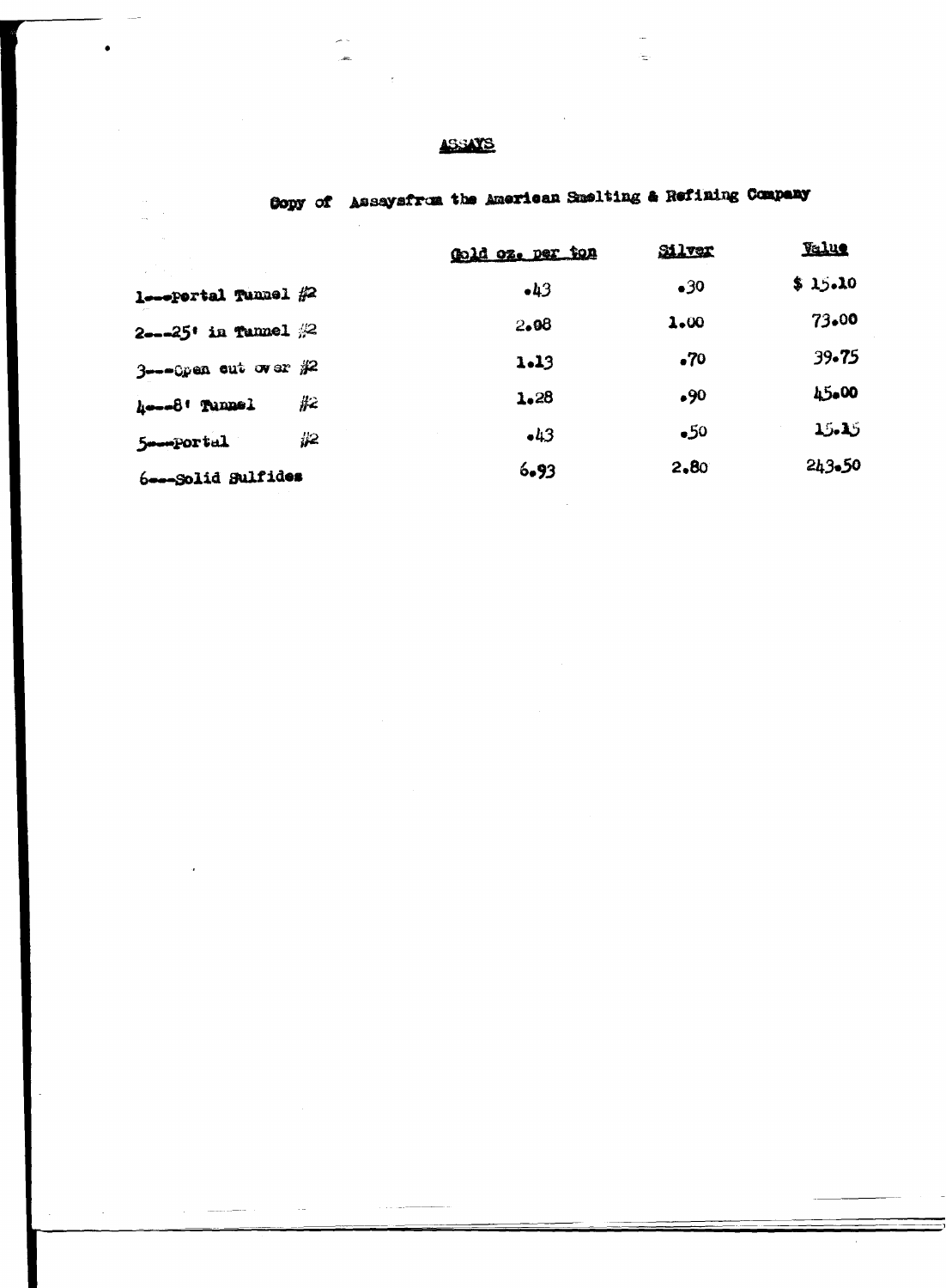# ASSAYS

Copy of Assaysfrom the American Smelting & Refining Company

| | Gold oz. per ton | Silver | Value |
|---|---|---|---|
| 1---Portal Tunnel #2 | .43 | .30 | $ 15.10 |
| 2---25' in Tunnel #2 | 2.08 | 1.00 | 73.00 |
| 3---Open cut over #2 | 1.13 | .70 | 39.75 |
| 4---8' Tunnel #2 | 1.28 | .90 | 45.00 |
| 5---Portal #2 | .43 | .50 | 15.15 |
| 6---Solid Sulfides | 6.93 | 2.80 | 243.50 |